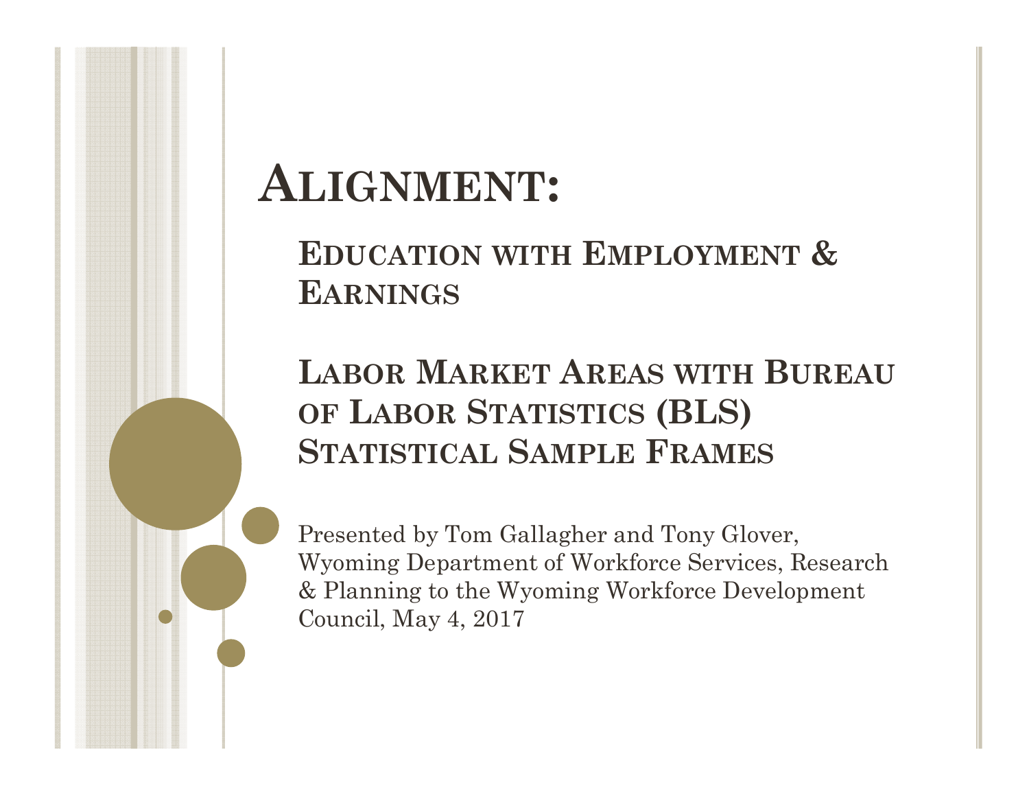# Alignment:

## Education with Employment & Earnings

## Labor Market Areas with Bureau of Labor Statistics (BLS) Statistical Sample Frames

Presented by Tom Gallagher and Tony Glover, Wyoming Department of Workforce Services, Research & Planning to the Wyoming Workforce Development Council, May 4, 2017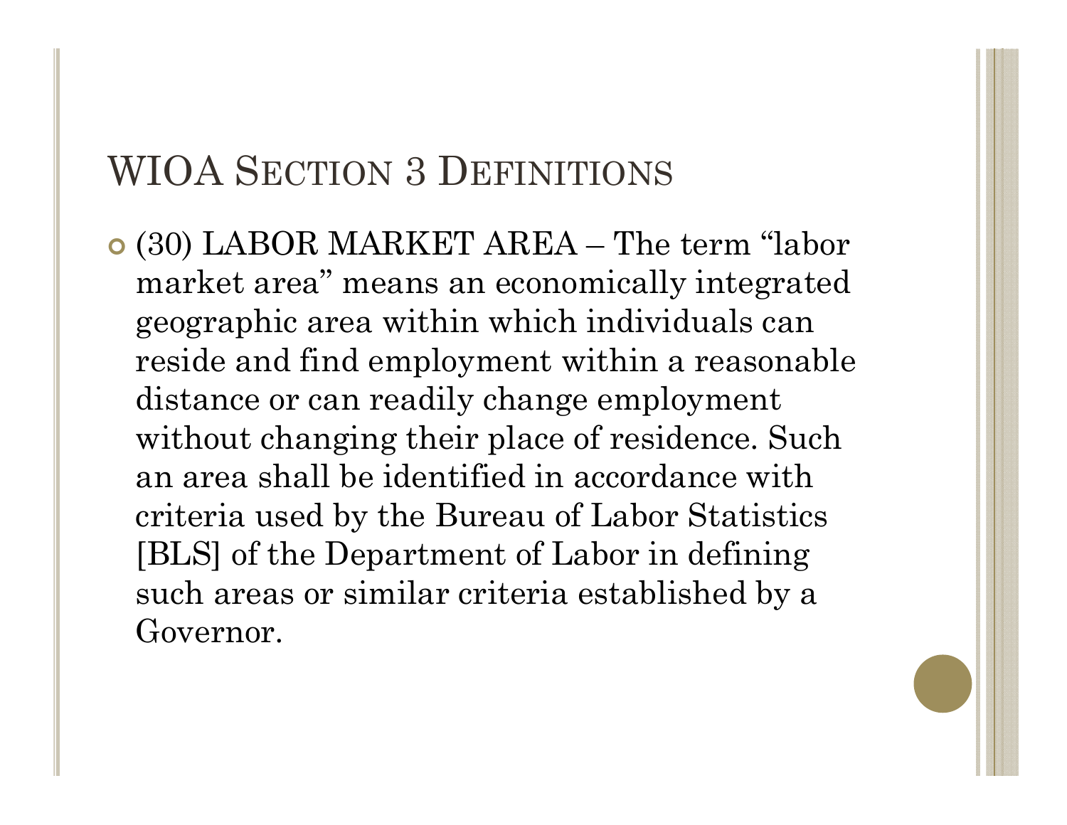# WIOA Section 3 Definitions

- (30) LABOR MARKET AREA – The term "labor market area" means an economically integrated geographic area within which individuals can reside and find employment within a reasonable distance or can readily change employment without changing their place of residence. Such an area shall be identified in accordance with criteria used by the Bureau of Labor Statistics [BLS] of the Department of Labor in defining such areas or similar criteria established by a Governor.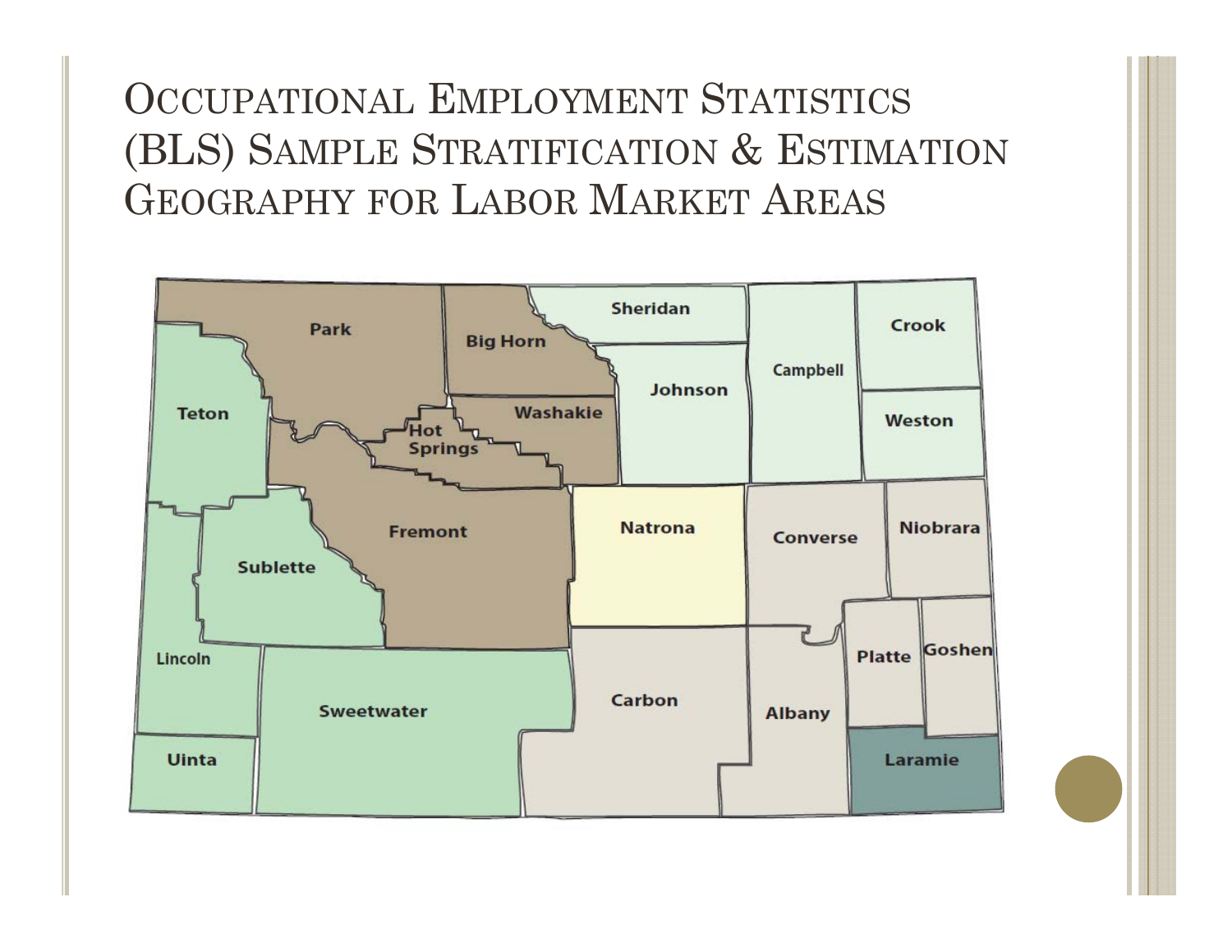# Occupational Employment Statistics (BLS) Sample Stratification & Estimation Geography for Labor Market Areas

Park

Big Horn

Sheridan

Crook

Campbell

Johnson

Teton

Washakie

Weston

Hot Springs

Fremont

Natrona

Converse

Niobrara

Sublette

Platte

Goshen

Lincoln

Carbon

Sweetwater

Albany

Uinta

Laramie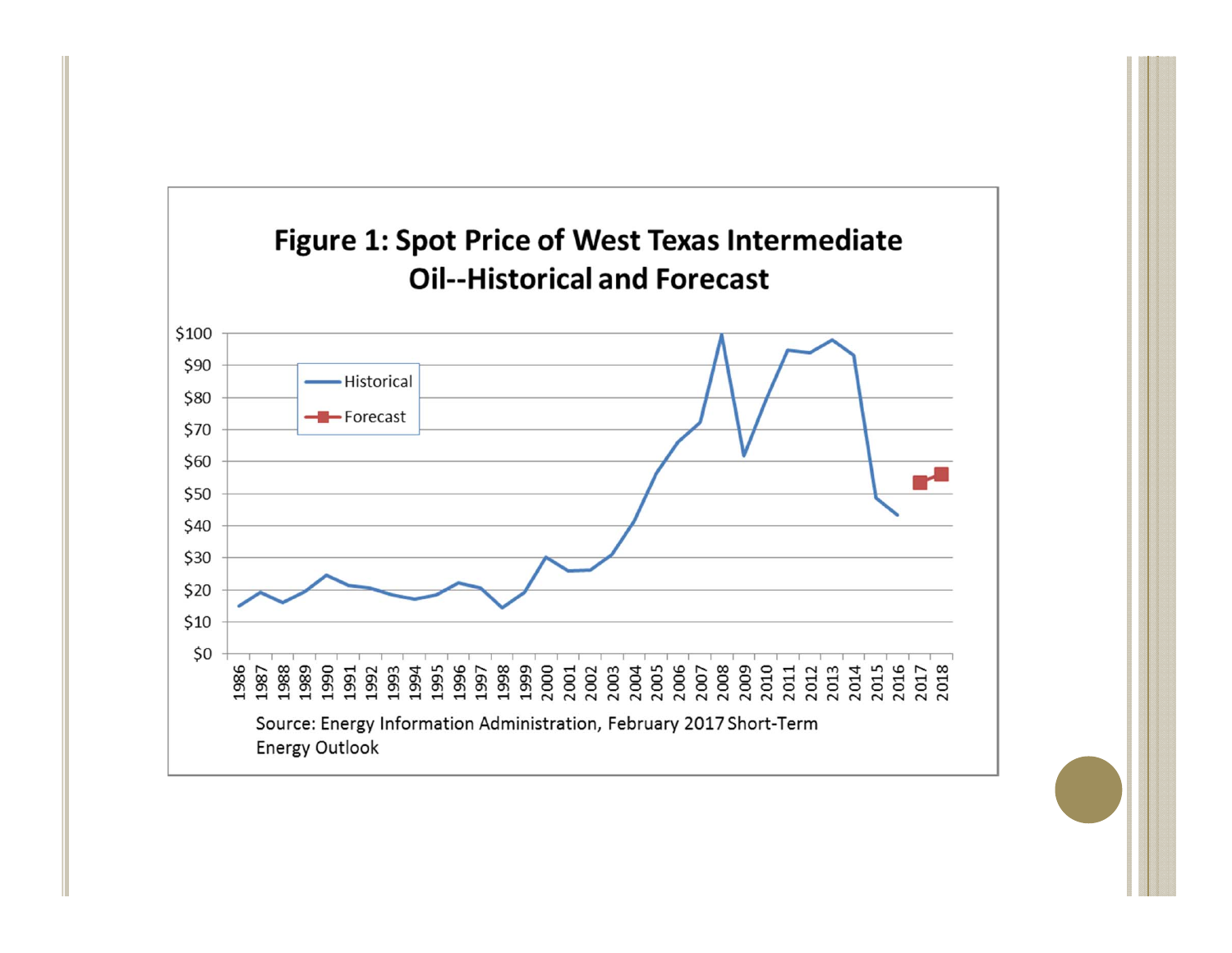# Figure 1: Spot Price of West Texas Intermediate Oil--Historical and Forecast

Source: Energy Information Administration, February 2017 Short-Term Energy Outlook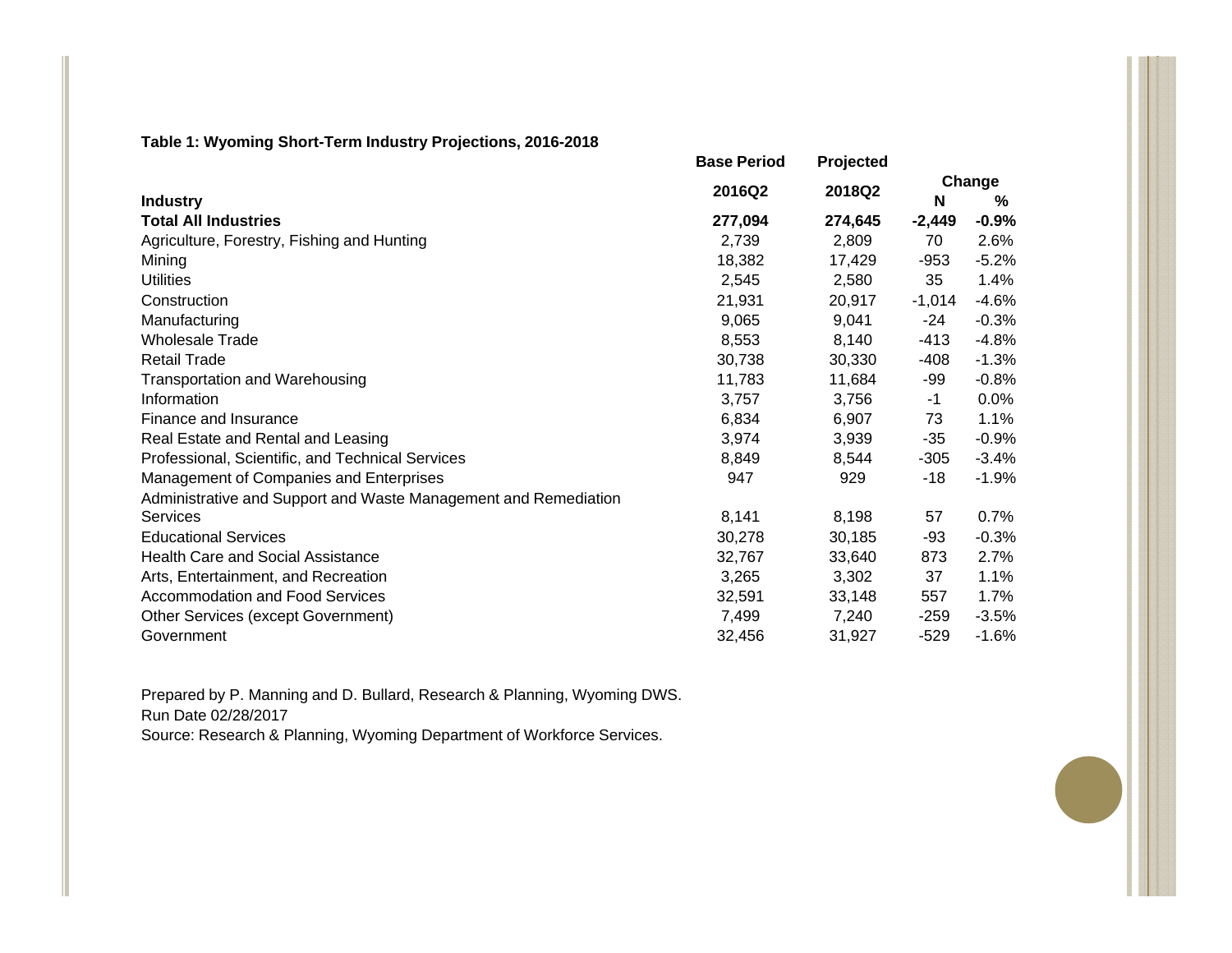**Table 1: Wyoming Short-Term Industry Projections, 2016-2018**

| Industry | Base Period 2016Q2 | Projected 2018Q2 | Change N | Change % |
|---|---|---|---|---|
| **Total All Industries** | **277,094** | **274,645** | **-2,449** | **-0.9%** |
| Agriculture, Forestry, Fishing and Hunting | 2,739 | 2,809 | 70 | 2.6% |
| Mining | 18,382 | 17,429 | -953 | -5.2% |
| Utilities | 2,545 | 2,580 | 35 | 1.4% |
| Construction | 21,931 | 20,917 | -1,014 | -4.6% |
| Manufacturing | 9,065 | 9,041 | -24 | -0.3% |
| Wholesale Trade | 8,553 | 8,140 | -413 | -4.8% |
| Retail Trade | 30,738 | 30,330 | -408 | -1.3% |
| Transportation and Warehousing | 11,783 | 11,684 | -99 | -0.8% |
| Information | 3,757 | 3,756 | -1 | 0.0% |
| Finance and Insurance | 6,834 | 6,907 | 73 | 1.1% |
| Real Estate and Rental and Leasing | 3,974 | 3,939 | -35 | -0.9% |
| Professional, Scientific, and Technical Services | 8,849 | 8,544 | -305 | -3.4% |
| Management of Companies and Enterprises | 947 | 929 | -18 | -1.9% |
| Administrative and Support and Waste Management and Remediation Services | 8,141 | 8,198 | 57 | 0.7% |
| Educational Services | 30,278 | 30,185 | -93 | -0.3% |
| Health Care and Social Assistance | 32,767 | 33,640 | 873 | 2.7% |
| Arts, Entertainment, and Recreation | 3,265 | 3,302 | 37 | 1.1% |
| Accommodation and Food Services | 32,591 | 33,148 | 557 | 1.7% |
| Other Services (except Government) | 7,499 | 7,240 | -259 | -3.5% |
| Government | 32,456 | 31,927 | -529 | -1.6% |

Prepared by P. Manning and D. Bullard, Research & Planning, Wyoming DWS.
Run Date 02/28/2017
Source: Research & Planning, Wyoming Department of Workforce Services.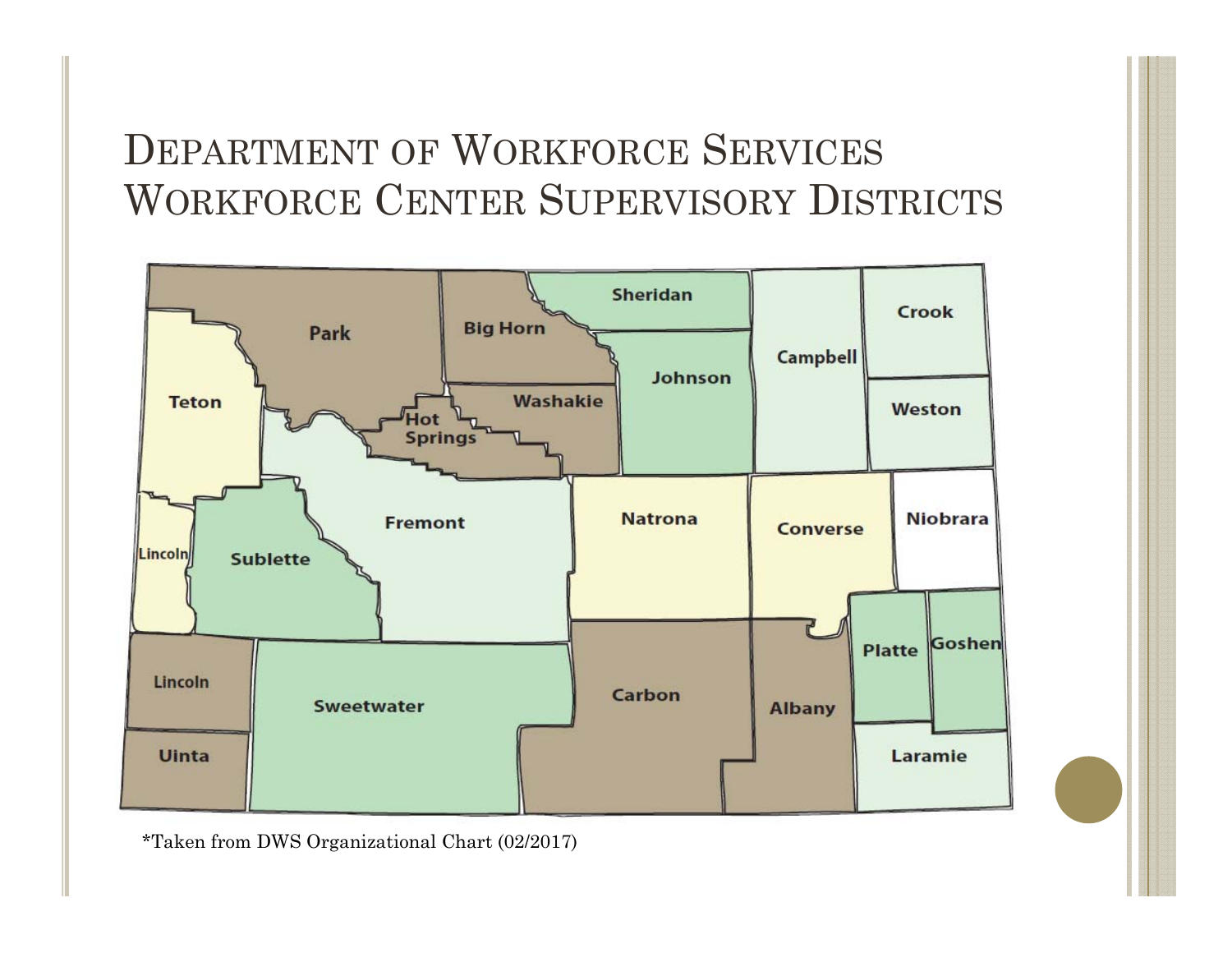# Department of Workforce Services Workforce Center Supervisory Districts

Park, Big Horn, Sheridan, Crook, Campbell, Johnson, Teton, Washakie, Hot Springs, Weston, Fremont, Natrona, Converse, Niobrara, Lincoln, Sublette, Platte, Goshen, Lincoln, Sweetwater, Carbon, Albany, Uinta, Laramie

*Taken from DWS Organizational Chart (02/2017)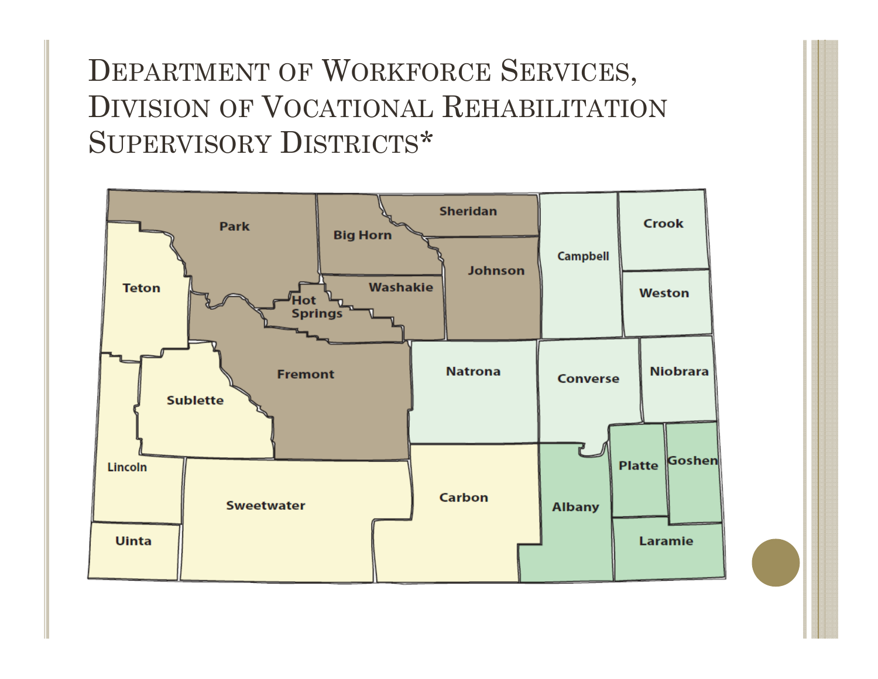# Department of Workforce Services, Division of Vocational Rehabilitation Supervisory Districts*

Park
Big Horn
Sheridan
Crook
Campbell
Johnson
Weston
Teton
Washakie
Hot Springs
Fremont
Natrona
Converse
Niobrara
Sublette
Lincoln
Platte
Goshen
Sweetwater
Carbon
Albany
Uinta
Laramie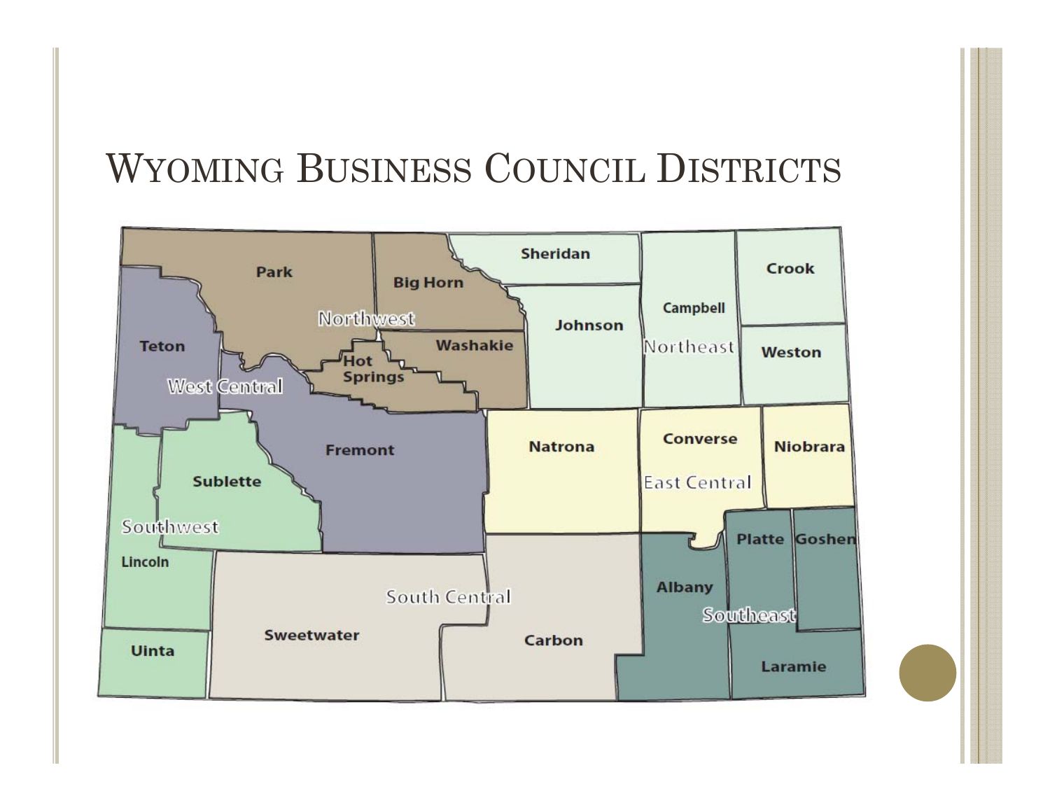# Wyoming Business Council Districts

Park
Big Horn
Sheridan
Crook
Northwest
Campbell
Johnson
Washakie
Teton
Northeast
Weston
Hot Springs
West Central
Fremont
Natrona
Converse
Niobrara
Sublette
East Central
Southwest
Platte
Goshen
Lincoln
Albany
South Central
Southeast
Sweetwater
Carbon
Uinta
Laramie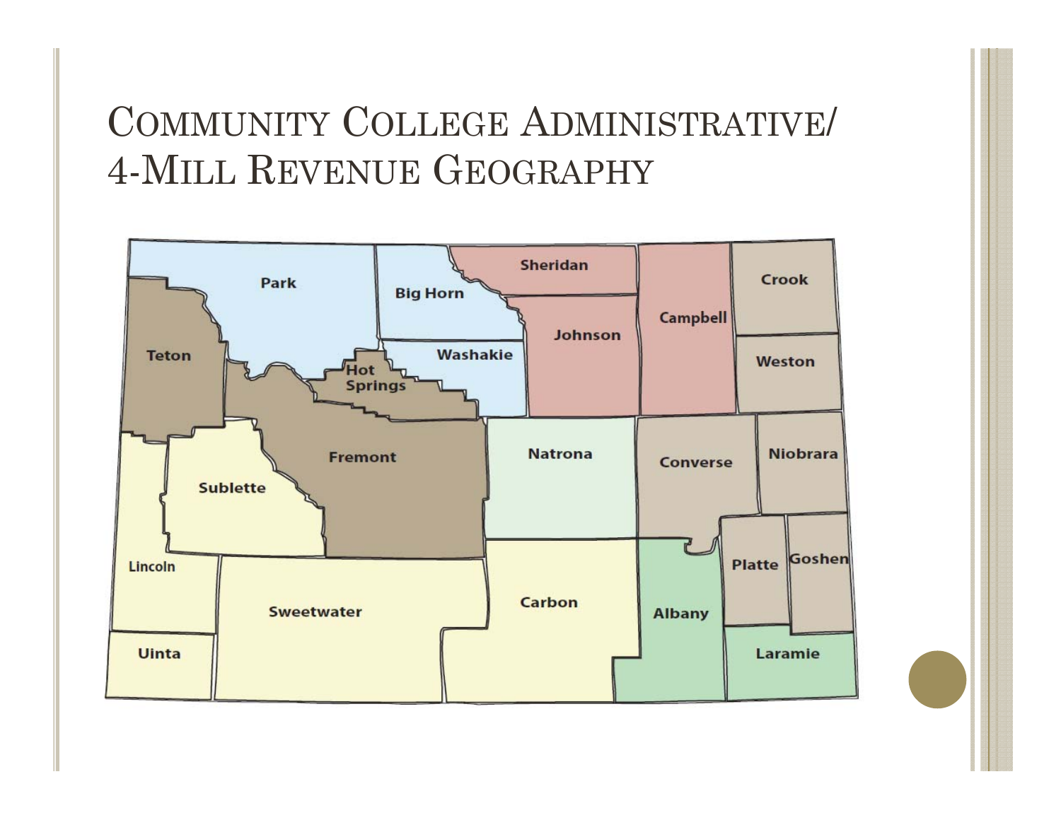# Community College Administrative/ 4-Mill Revenue Geography

Park
Big Horn
Sheridan
Campbell
Crook
Teton
Washakie
Johnson
Weston
Hot Springs
Fremont
Natrona
Converse
Niobrara
Sublette
Lincoln
Platte
Goshen
Sweetwater
Carbon
Albany
Uinta
Laramie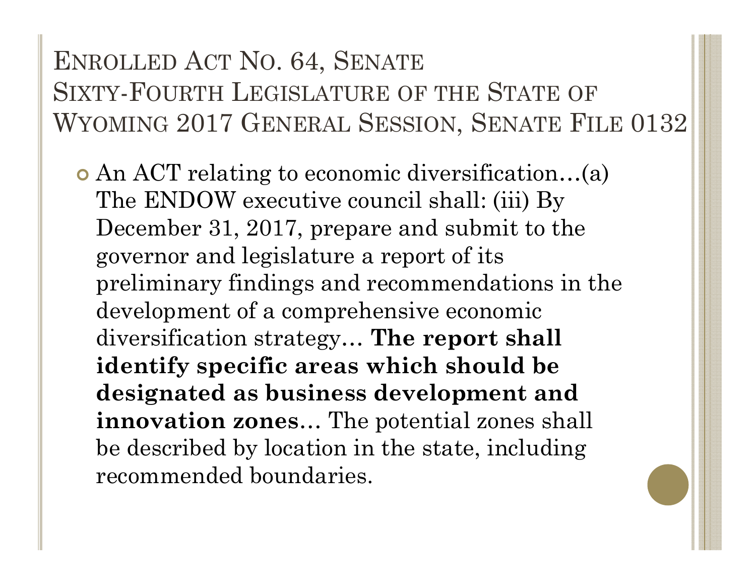## ENROLLED ACT NO. 64, SENATE SIXTY-FOURTH LEGISLATURE OF THE STATE OF WYOMING 2017 GENERAL SESSION, SENATE FILE 0132

- An ACT relating to economic diversification…(a) The ENDOW executive council shall: (iii) By December 31, 2017, prepare and submit to the governor and legislature a report of its preliminary findings and recommendations in the development of a comprehensive economic diversification strategy… **The report shall identify specific areas which should be designated as business development and innovation zones**… The potential zones shall be described by location in the state, including recommended boundaries.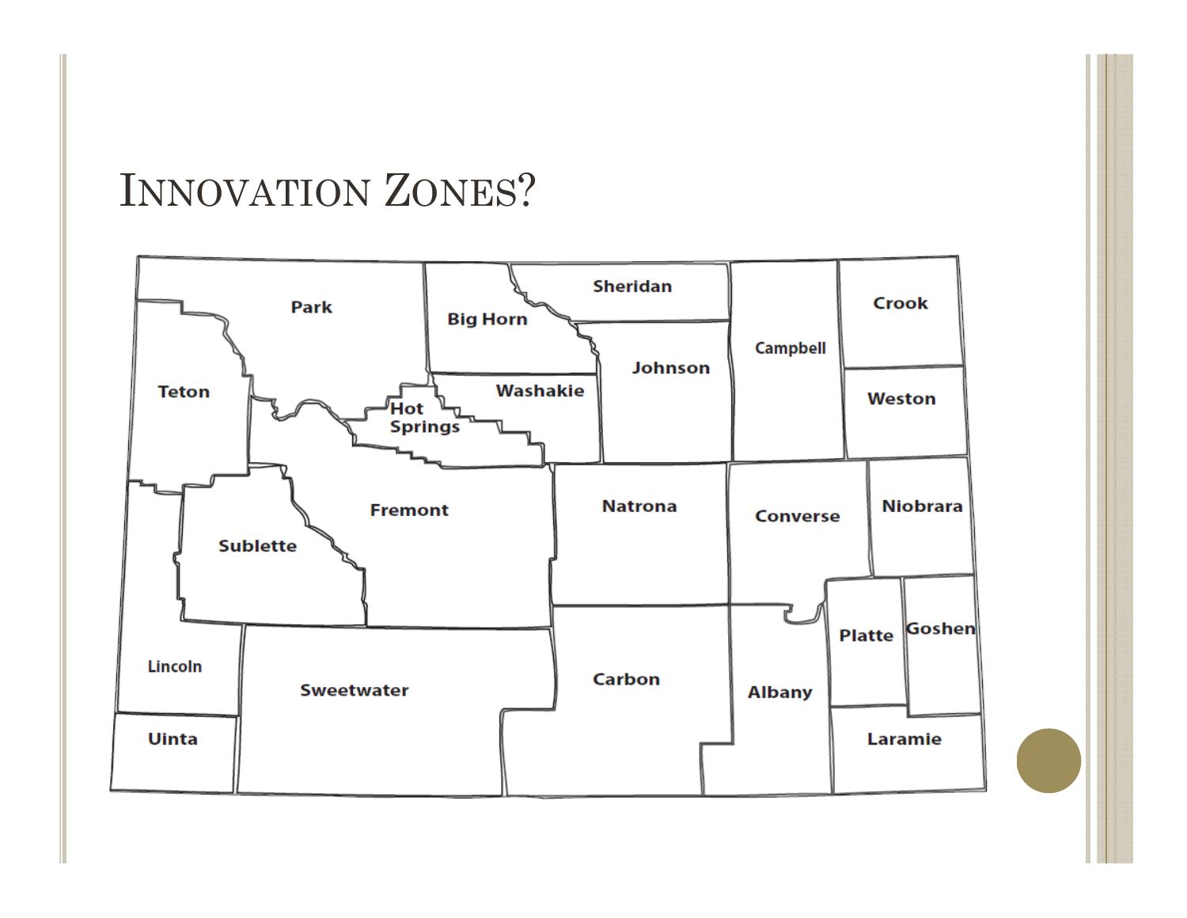# INNOVATION ZONES?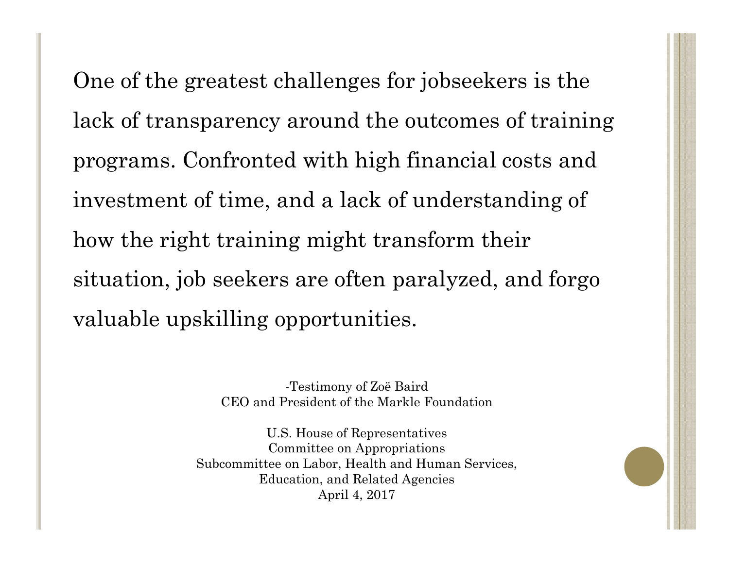One of the greatest challenges for jobseekers is the lack of transparency around the outcomes of training programs. Confronted with high financial costs and investment of time, and a lack of understanding of how the right training might transform their situation, job seekers are often paralyzed, and forgo valuable upskilling opportunities.

-Testimony of Zoë Baird
CEO and President of the Markle Foundation

U.S. House of Representatives
Committee on Appropriations
Subcommittee on Labor, Health and Human Services, Education, and Related Agencies
April 4, 2017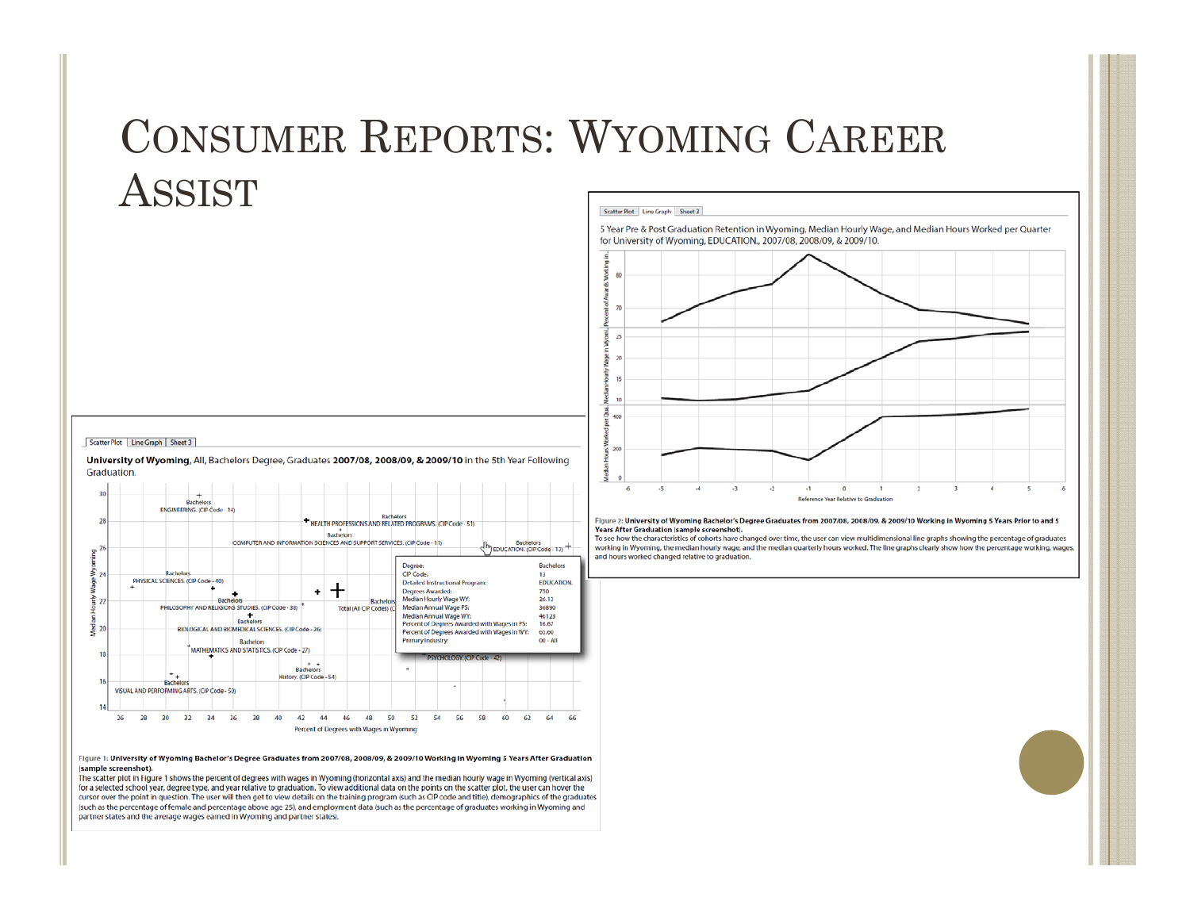# Consumer Reports: Wyoming Career Assist

Scatter Plot | Line Graph | Sheet 3

**University of Wyoming**, All, Bachelors Degree, Graduates **2007/08, 2008/09, & 2009/10** in the 5th Year Following Graduation.

| Degree: | Bachelors |
|---|---|
| CIP Code: | 13 |
| Detailed Instructional Program: | EDUCATION. |
| Degrees Awarded: | 750 |
| Median Hourly Wage WY: | 26.13 |
| Median Annual Wage PS: | 36890 |
| Median Annual Wage WY: | 46123 |
| Percent of Degrees Awarded with Wages in PS: | 16.67 |
| Percent of Degrees Awarded with Wages in WY: | 65.60 |
| Primary Industry: | 00 - All |

Figure 1: University of Wyoming Bachelor's Degree Graduates from 2007/08, 2008/09, & 2009/10 Working in Wyoming 5 Years After Graduation (sample screenshot).

The scatter plot in Figure 1 shows the percent of degrees with wages in Wyoming (horizontal axis) and the median hourly wage in Wyoming (vertical axis) for a selected school year, degree type, and year relative to graduation. To view additional data on the points on the scatter plot, the user can hover the cursor over the point in question. The user will then get to view details on the training program (such as CIP code and title), demographics of the graduates (such as the percentage of female and percentage above age 25), and employment data (such as the percentage of graduates working in Wyoming and partner states and the average wages earned in Wyoming and partner states).

Scatter Plot | Line Graph | Sheet 3

5 Year Pre & Post Graduation Retention in Wyoming, Median Hourly Wage, and Median Hours Worked per Quarter for University of Wyoming, EDUCATION., 2007/08, 2008/09, & 2009/10.

Figure 2: University of Wyoming Bachelor's Degree Graduates from 2007/08, 2008/09, & 2009/10 Working in Wyoming 5 Years Prior to and 5 Years After Graduation (sample screenshot).

To see how the characteristics of cohorts have changed over time, the user can view multidimensional line graphs showing the percentage of graduates working in Wyoming, the median hourly wage, and the median quarterly hours worked. The line graphs clearly show how the percentage working, wages, and hours worked changed relative to graduation.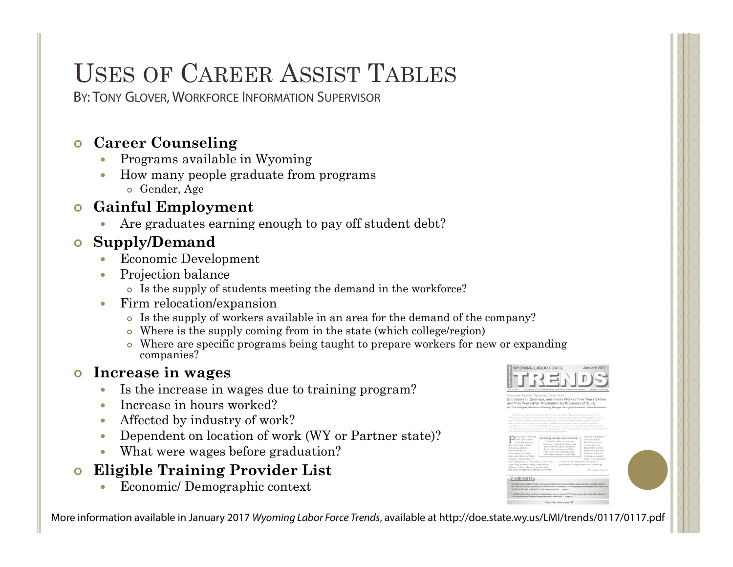# Uses of Career Assist Tables

By: Tony Glover, Workforce Information Supervisor

- **Career Counseling**
  - Programs available in Wyoming
  - How many people graduate from programs
    - Gender, Age
- **Gainful Employment**
  - Are graduates earning enough to pay off student debt?
- **Supply/Demand**
  - Economic Development
  - Projection balance
    - Is the supply of students meeting the demand in the workforce?
  - Firm relocation/expansion
    - Is the supply of workers available in an area for the demand of the company?
    - Where is the supply coming from in the state (which college/region)
    - Where are specific programs being taught to prepare workers for new or expanding companies?
- **Increase in wages**
  - Is the increase in wages due to training program?
  - Increase in hours worked?
  - Affected by industry of work?
  - Dependent on location of work (WY or Partner state)?
  - What were wages before graduation?
- **Eligible Training Provider List**
  - Economic/ Demographic context

More information available in January 2017 *Wyoming Labor Force Trends*, available at http://doe.state.wy.us/LMI/trends/0117/0117.pdf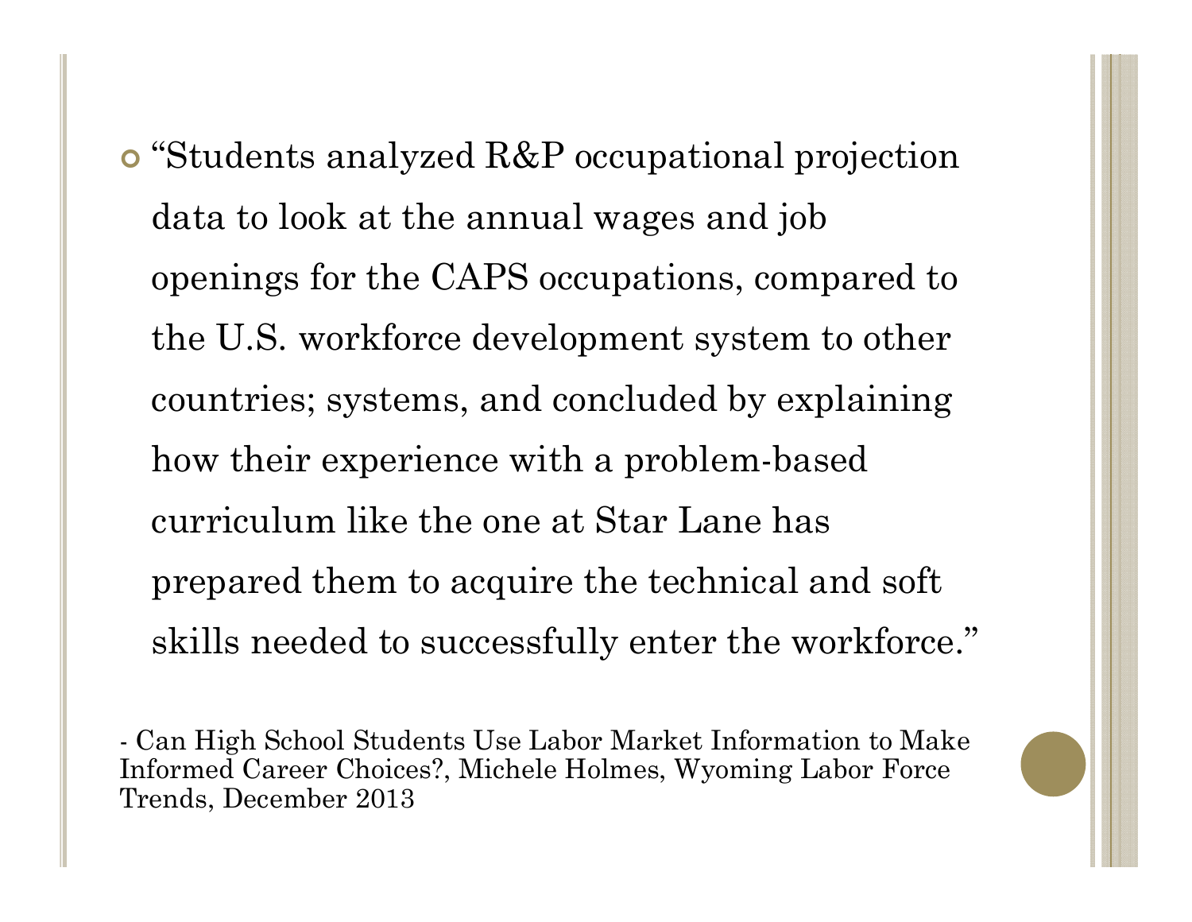- "Students analyzed R&P occupational projection data to look at the annual wages and job openings for the CAPS occupations, compared to the U.S. workforce development system to other countries; systems, and concluded by explaining how their experience with a problem-based curriculum like the one at Star Lane has prepared them to acquire the technical and soft skills needed to successfully enter the workforce."

\- Can High School Students Use Labor Market Information to Make Informed Career Choices?, Michele Holmes, Wyoming Labor Force Trends, December 2013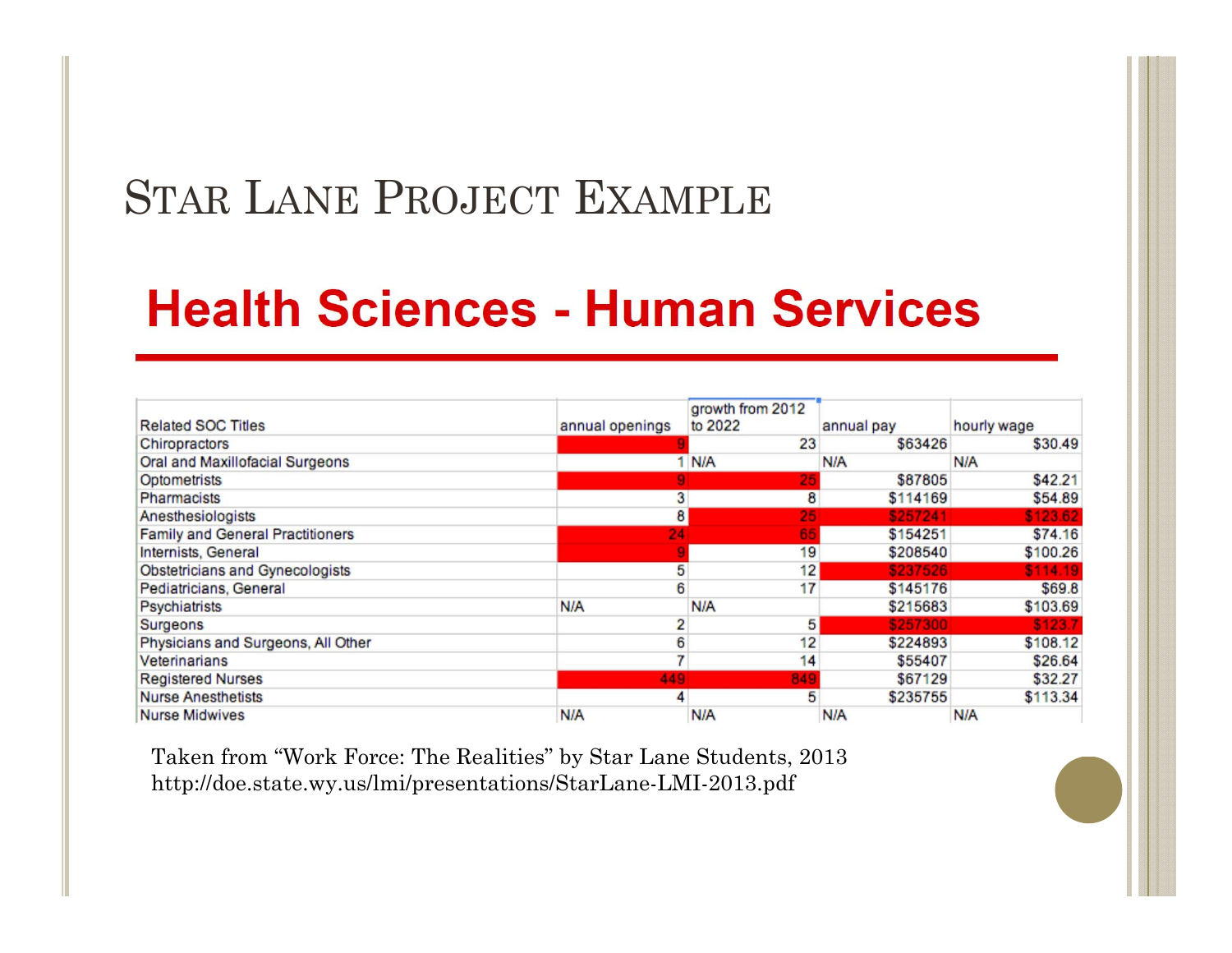# Star Lane Project Example

## Health Sciences - Human Services

| Related SOC Titles | annual openings | growth from 2012 to 2022 | annual pay | hourly wage |
|---|---|---|---|---|
| Chiropractors | 9 | 23 | $63426 | $30.49 |
| Oral and Maxillofacial Surgeons | 1 | N/A | N/A | N/A |
| Optometrists | 9 | 25 | $87805 | $42.21 |
| Pharmacists | 3 | 8 | $114169 | $54.89 |
| Anesthesiologists | 8 | 25 | $257241 | $123.62 |
| Family and General Practitioners | 24 | 65 | $154251 | $74.16 |
| Internists, General | 9 | 19 | $208540 | $100.26 |
| Obstetricians and Gynecologists | 5 | 12 | $237526 | $114.19 |
| Pediatricians, General | 6 | 17 | $145176 | $69.8 |
| Psychiatrists | N/A | N/A | $215683 | $103.69 |
| Surgeons | 2 | 5 | $257300 | $123.7 |
| Physicians and Surgeons, All Other | 6 | 12 | $224893 | $108.12 |
| Veterinarians | 7 | 14 | $55407 | $26.64 |
| Registered Nurses | 449 | 849 | $67129 | $32.27 |
| Nurse Anesthetists | 4 | 5 | $235755 | $113.34 |
| Nurse Midwives | N/A | N/A | N/A | N/A |

Taken from "Work Force: The Realities" by Star Lane Students, 2013
http://doe.state.wy.us/lmi/presentations/StarLane-LMI-2013.pdf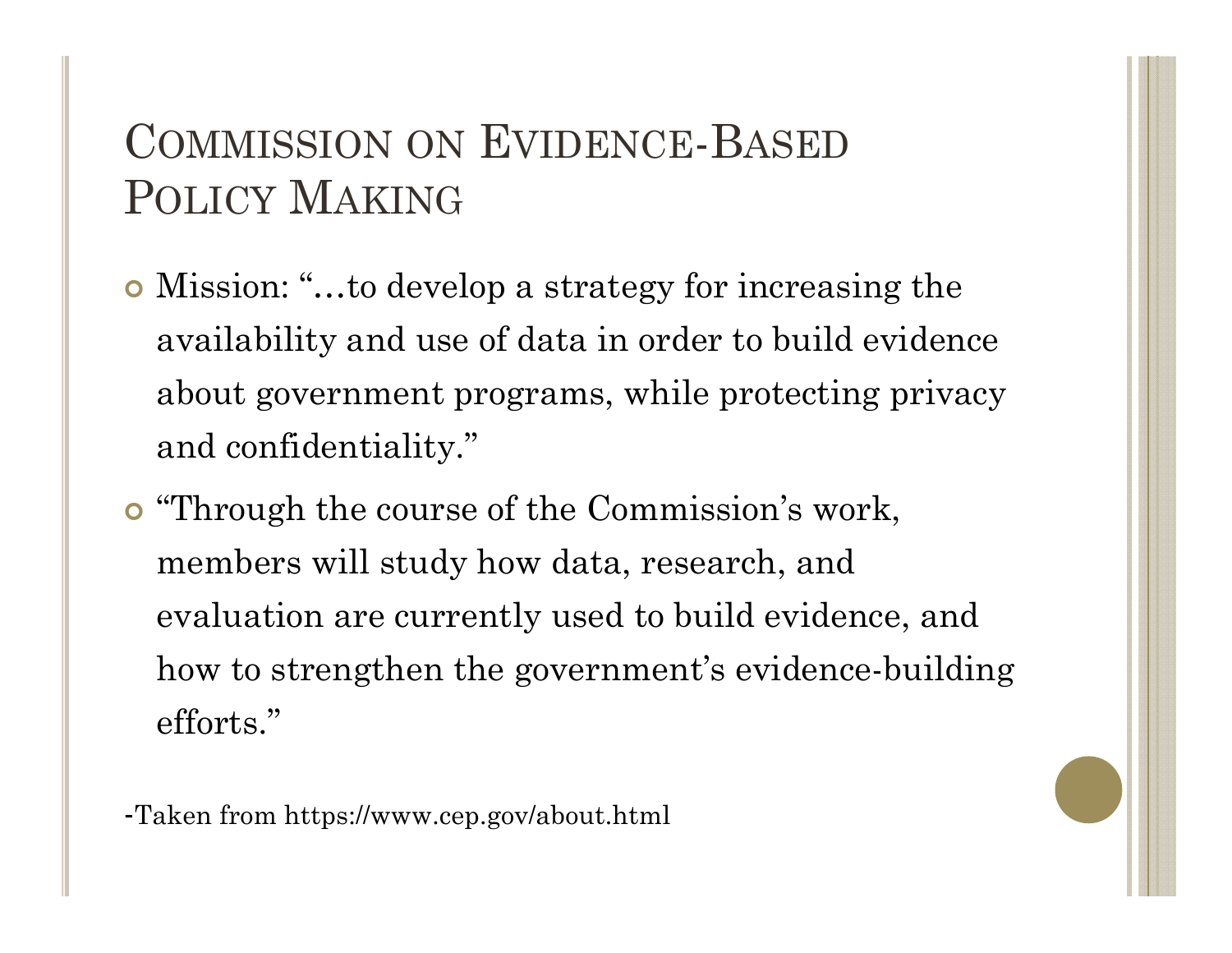# Commission on Evidence-Based Policy Making

- Mission: "…to develop a strategy for increasing the availability and use of data in order to build evidence about government programs, while protecting privacy and confidentiality."
- "Through the course of the Commission's work, members will study how data, research, and evaluation are currently used to build evidence, and how to strengthen the government's evidence-building efforts."

-Taken from https://www.cep.gov/about.html